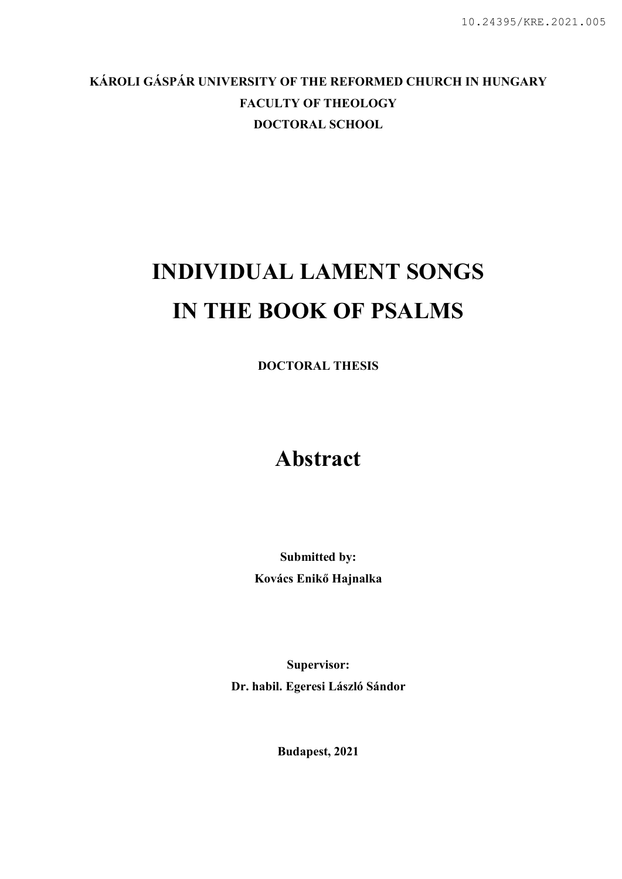10.24395/KRE.2021.005

**KÁROLI GÁSPÁR UNIVERSITY OF THE REFORMED CHURCH IN HUNGARY**
**FACULTY OF THEOLOGY**
**DOCTORAL SCHOOL**

# INDIVIDUAL LAMENT SONGS IN THE BOOK OF PSALMS

**DOCTORAL THESIS**

# Abstract

**Submitted by:**
**Kovács Enikő Hajnalka**

**Supervisor:**
**Dr. habil. Egeresi László Sándor**

**Budapest, 2021**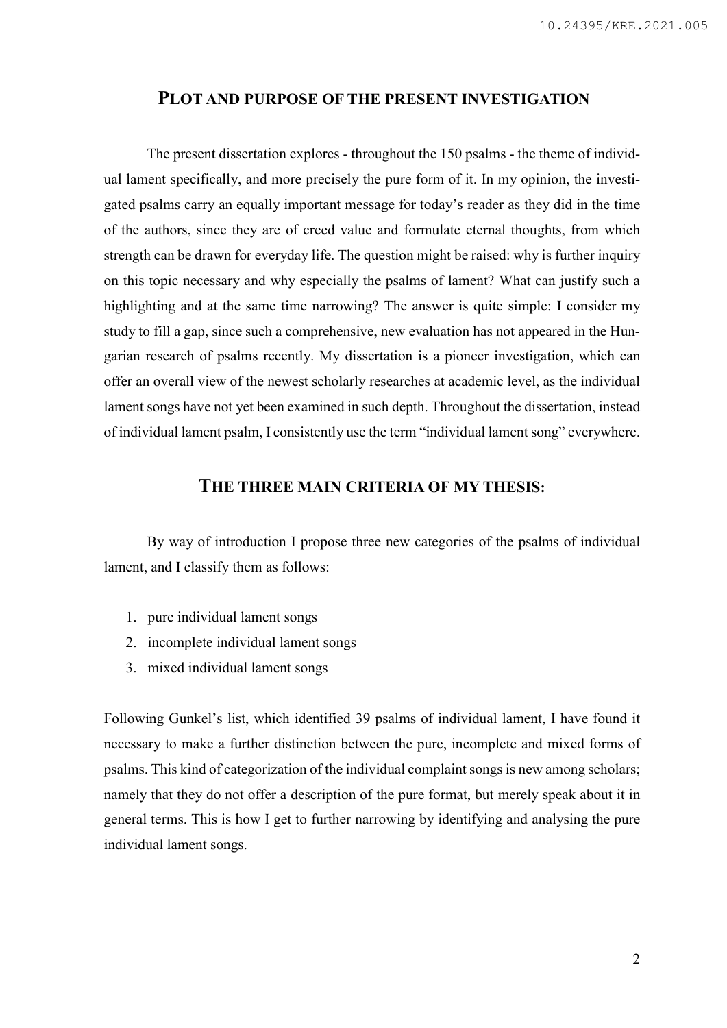## PLOT AND PURPOSE OF THE PRESENT INVESTIGATION

The present dissertation explores - throughout the 150 psalms - the theme of individual lament specifically, and more precisely the pure form of it. In my opinion, the investigated psalms carry an equally important message for today's reader as they did in the time of the authors, since they are of creed value and formulate eternal thoughts, from which strength can be drawn for everyday life. The question might be raised: why is further inquiry on this topic necessary and why especially the psalms of lament? What can justify such a highlighting and at the same time narrowing? The answer is quite simple: I consider my study to fill a gap, since such a comprehensive, new evaluation has not appeared in the Hungarian research of psalms recently. My dissertation is a pioneer investigation, which can offer an overall view of the newest scholarly researches at academic level, as the individual lament songs have not yet been examined in such depth. Throughout the dissertation, instead of individual lament psalm, I consistently use the term "individual lament song" everywhere.

## THE THREE MAIN CRITERIA OF MY THESIS:

By way of introduction I propose three new categories of the psalms of individual lament, and I classify them as follows:

1. pure individual lament songs
2. incomplete individual lament songs
3. mixed individual lament songs

Following Gunkel's list, which identified 39 psalms of individual lament, I have found it necessary to make a further distinction between the pure, incomplete and mixed forms of psalms. This kind of categorization of the individual complaint songs is new among scholars; namely that they do not offer a description of the pure format, but merely speak about it in general terms. This is how I get to further narrowing by identifying and analysing the pure individual lament songs.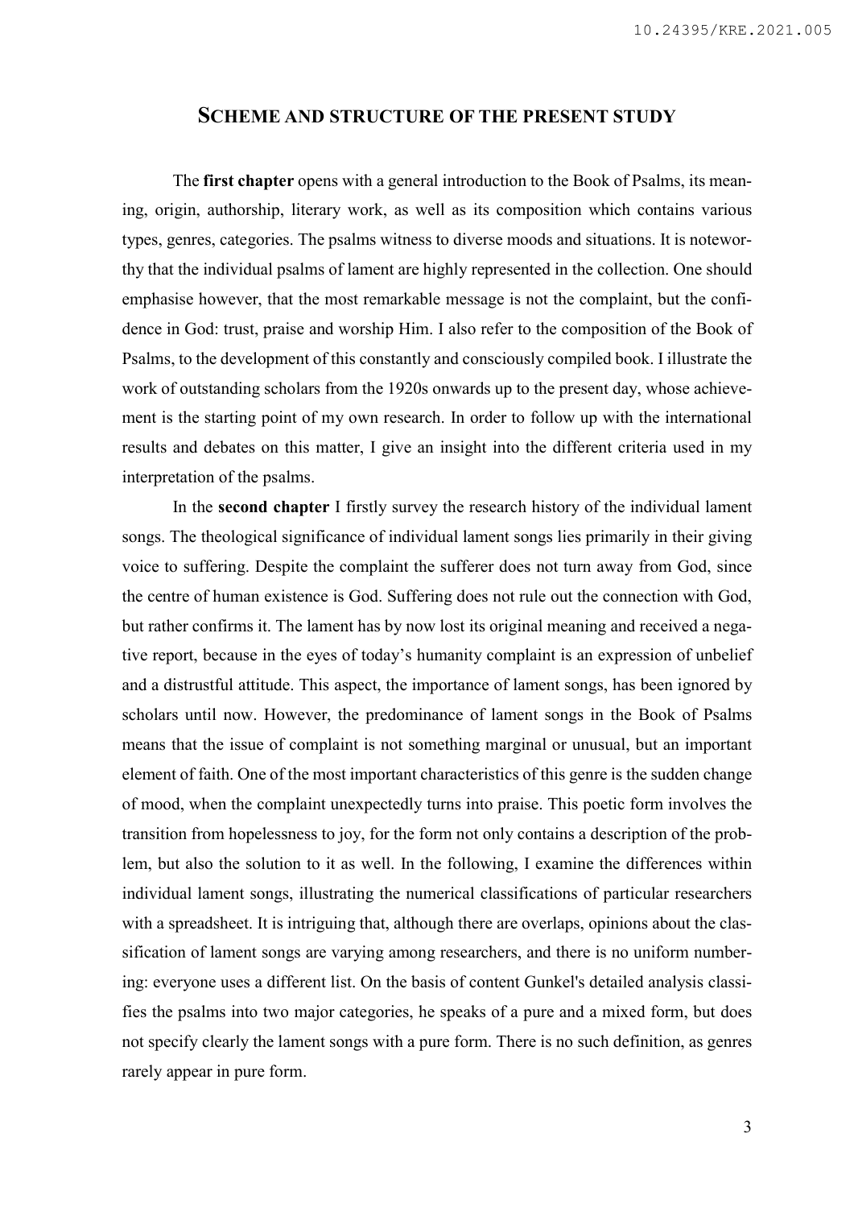## Scheme and structure of the present study

The **first chapter** opens with a general introduction to the Book of Psalms, its meaning, origin, authorship, literary work, as well as its composition which contains various types, genres, categories. The psalms witness to diverse moods and situations. It is noteworthy that the individual psalms of lament are highly represented in the collection. One should emphasise however, that the most remarkable message is not the complaint, but the confidence in God: trust, praise and worship Him. I also refer to the composition of the Book of Psalms, to the development of this constantly and consciously compiled book. I illustrate the work of outstanding scholars from the 1920s onwards up to the present day, whose achievement is the starting point of my own research. In order to follow up with the international results and debates on this matter, I give an insight into the different criteria used in my interpretation of the psalms.

In the **second chapter** I firstly survey the research history of the individual lament songs. The theological significance of individual lament songs lies primarily in their giving voice to suffering. Despite the complaint the sufferer does not turn away from God, since the centre of human existence is God. Suffering does not rule out the connection with God, but rather confirms it. The lament has by now lost its original meaning and received a negative report, because in the eyes of today's humanity complaint is an expression of unbelief and a distrustful attitude. This aspect, the importance of lament songs, has been ignored by scholars until now. However, the predominance of lament songs in the Book of Psalms means that the issue of complaint is not something marginal or unusual, but an important element of faith. One of the most important characteristics of this genre is the sudden change of mood, when the complaint unexpectedly turns into praise. This poetic form involves the transition from hopelessness to joy, for the form not only contains a description of the problem, but also the solution to it as well. In the following, I examine the differences within individual lament songs, illustrating the numerical classifications of particular researchers with a spreadsheet. It is intriguing that, although there are overlaps, opinions about the classification of lament songs are varying among researchers, and there is no uniform numbering: everyone uses a different list. On the basis of content Gunkel's detailed analysis classifies the psalms into two major categories, he speaks of a pure and a mixed form, but does not specify clearly the lament songs with a pure form. There is no such definition, as genres rarely appear in pure form.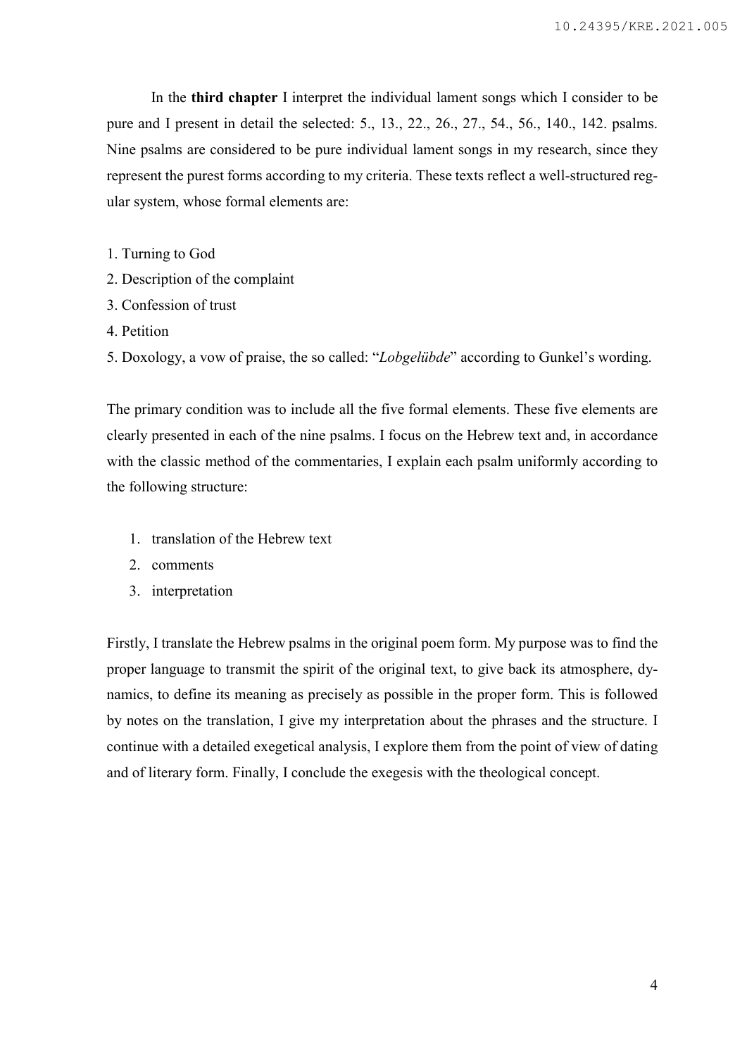In the **third chapter** I interpret the individual lament songs which I consider to be pure and I present in detail the selected: 5., 13., 22., 26., 27., 54., 56., 140., 142. psalms. Nine psalms are considered to be pure individual lament songs in my research, since they represent the purest forms according to my criteria. These texts reflect a well-structured regular system, whose formal elements are:

1. Turning to God
2. Description of the complaint
3. Confession of trust
4. Petition
5. Doxology, a vow of praise, the so called: "*Lobgelübde*" according to Gunkel's wording.

The primary condition was to include all the five formal elements. These five elements are clearly presented in each of the nine psalms. I focus on the Hebrew text and, in accordance with the classic method of the commentaries, I explain each psalm uniformly according to the following structure:

1. translation of the Hebrew text
2. comments
3. interpretation

Firstly, I translate the Hebrew psalms in the original poem form. My purpose was to find the proper language to transmit the spirit of the original text, to give back its atmosphere, dynamics, to define its meaning as precisely as possible in the proper form. This is followed by notes on the translation, I give my interpretation about the phrases and the structure. I continue with a detailed exegetical analysis, I explore them from the point of view of dating and of literary form. Finally, I conclude the exegesis with the theological concept.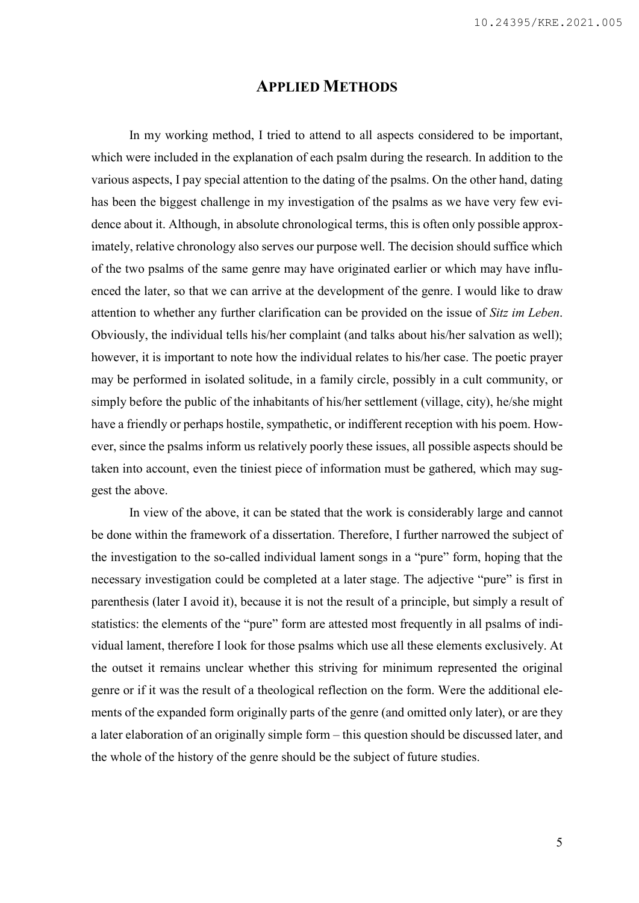## Applied Methods

In my working method, I tried to attend to all aspects considered to be important, which were included in the explanation of each psalm during the research. In addition to the various aspects, I pay special attention to the dating of the psalms. On the other hand, dating has been the biggest challenge in my investigation of the psalms as we have very few evidence about it. Although, in absolute chronological terms, this is often only possible approximately, relative chronology also serves our purpose well. The decision should suffice which of the two psalms of the same genre may have originated earlier or which may have influenced the later, so that we can arrive at the development of the genre. I would like to draw attention to whether any further clarification can be provided on the issue of *Sitz im Leben*. Obviously, the individual tells his/her complaint (and talks about his/her salvation as well); however, it is important to note how the individual relates to his/her case. The poetic prayer may be performed in isolated solitude, in a family circle, possibly in a cult community, or simply before the public of the inhabitants of his/her settlement (village, city), he/she might have a friendly or perhaps hostile, sympathetic, or indifferent reception with his poem. However, since the psalms inform us relatively poorly these issues, all possible aspects should be taken into account, even the tiniest piece of information must be gathered, which may suggest the above.

In view of the above, it can be stated that the work is considerably large and cannot be done within the framework of a dissertation. Therefore, I further narrowed the subject of the investigation to the so-called individual lament songs in a "pure" form, hoping that the necessary investigation could be completed at a later stage. The adjective "pure" is first in parenthesis (later I avoid it), because it is not the result of a principle, but simply a result of statistics: the elements of the "pure" form are attested most frequently in all psalms of individual lament, therefore I look for those psalms which use all these elements exclusively. At the outset it remains unclear whether this striving for minimum represented the original genre or if it was the result of a theological reflection on the form. Were the additional elements of the expanded form originally parts of the genre (and omitted only later), or are they a later elaboration of an originally simple form – this question should be discussed later, and the whole of the history of the genre should be the subject of future studies.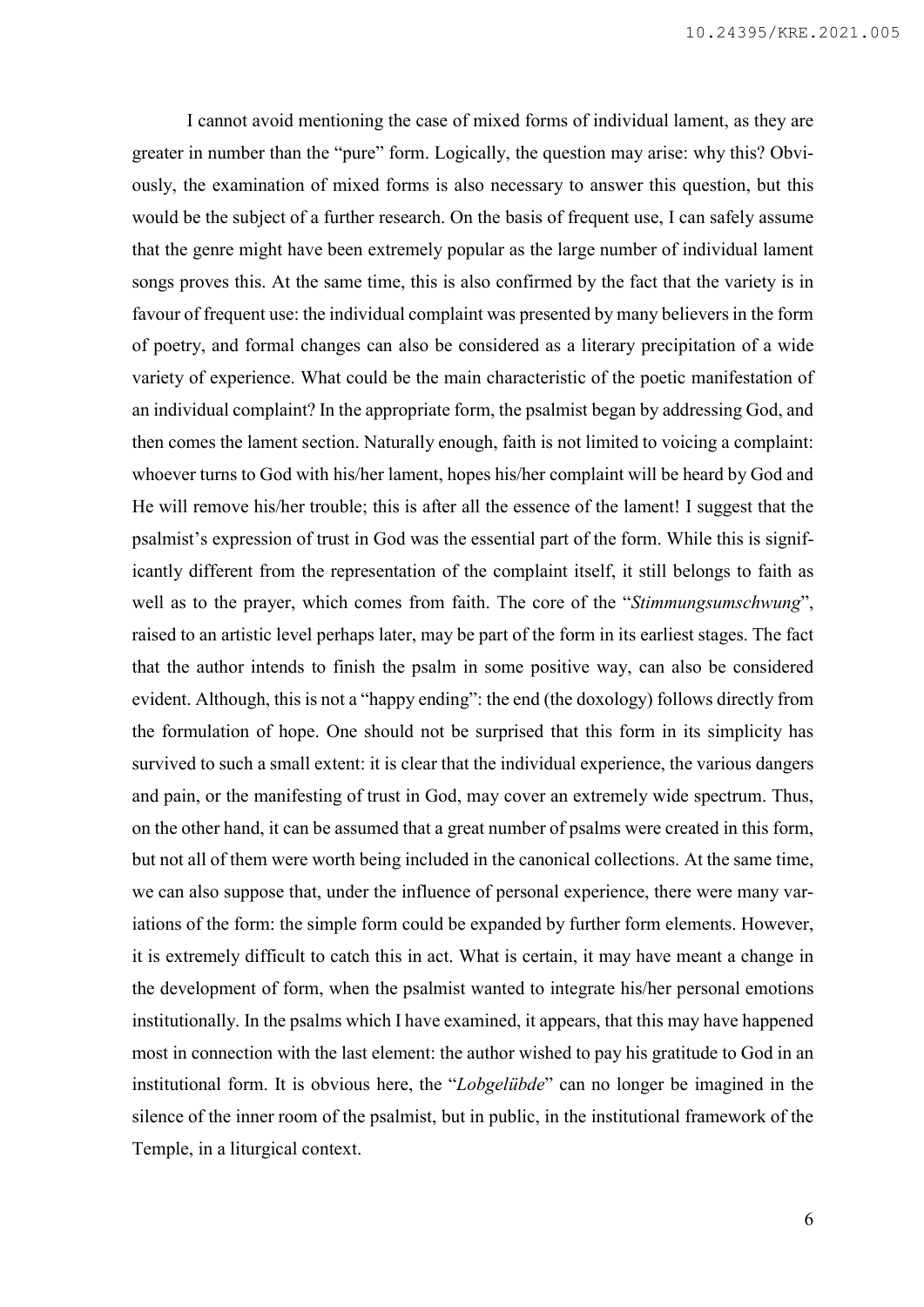I cannot avoid mentioning the case of mixed forms of individual lament, as they are greater in number than the "pure" form. Logically, the question may arise: why this? Obviously, the examination of mixed forms is also necessary to answer this question, but this would be the subject of a further research. On the basis of frequent use, I can safely assume that the genre might have been extremely popular as the large number of individual lament songs proves this. At the same time, this is also confirmed by the fact that the variety is in favour of frequent use: the individual complaint was presented by many believers in the form of poetry, and formal changes can also be considered as a literary precipitation of a wide variety of experience. What could be the main characteristic of the poetic manifestation of an individual complaint? In the appropriate form, the psalmist began by addressing God, and then comes the lament section. Naturally enough, faith is not limited to voicing a complaint: whoever turns to God with his/her lament, hopes his/her complaint will be heard by God and He will remove his/her trouble; this is after all the essence of the lament! I suggest that the psalmist's expression of trust in God was the essential part of the form. While this is significantly different from the representation of the complaint itself, it still belongs to faith as well as to the prayer, which comes from faith. The core of the "*Stimmungsumschwung*", raised to an artistic level perhaps later, may be part of the form in its earliest stages. The fact that the author intends to finish the psalm in some positive way, can also be considered evident. Although, this is not a "happy ending": the end (the doxology) follows directly from the formulation of hope. One should not be surprised that this form in its simplicity has survived to such a small extent: it is clear that the individual experience, the various dangers and pain, or the manifesting of trust in God, may cover an extremely wide spectrum. Thus, on the other hand, it can be assumed that a great number of psalms were created in this form, but not all of them were worth being included in the canonical collections. At the same time, we can also suppose that, under the influence of personal experience, there were many variations of the form: the simple form could be expanded by further form elements. However, it is extremely difficult to catch this in act. What is certain, it may have meant a change in the development of form, when the psalmist wanted to integrate his/her personal emotions institutionally. In the psalms which I have examined, it appears, that this may have happened most in connection with the last element: the author wished to pay his gratitude to God in an institutional form. It is obvious here, the "*Lobgelübde*" can no longer be imagined in the silence of the inner room of the psalmist, but in public, in the institutional framework of the Temple, in a liturgical context.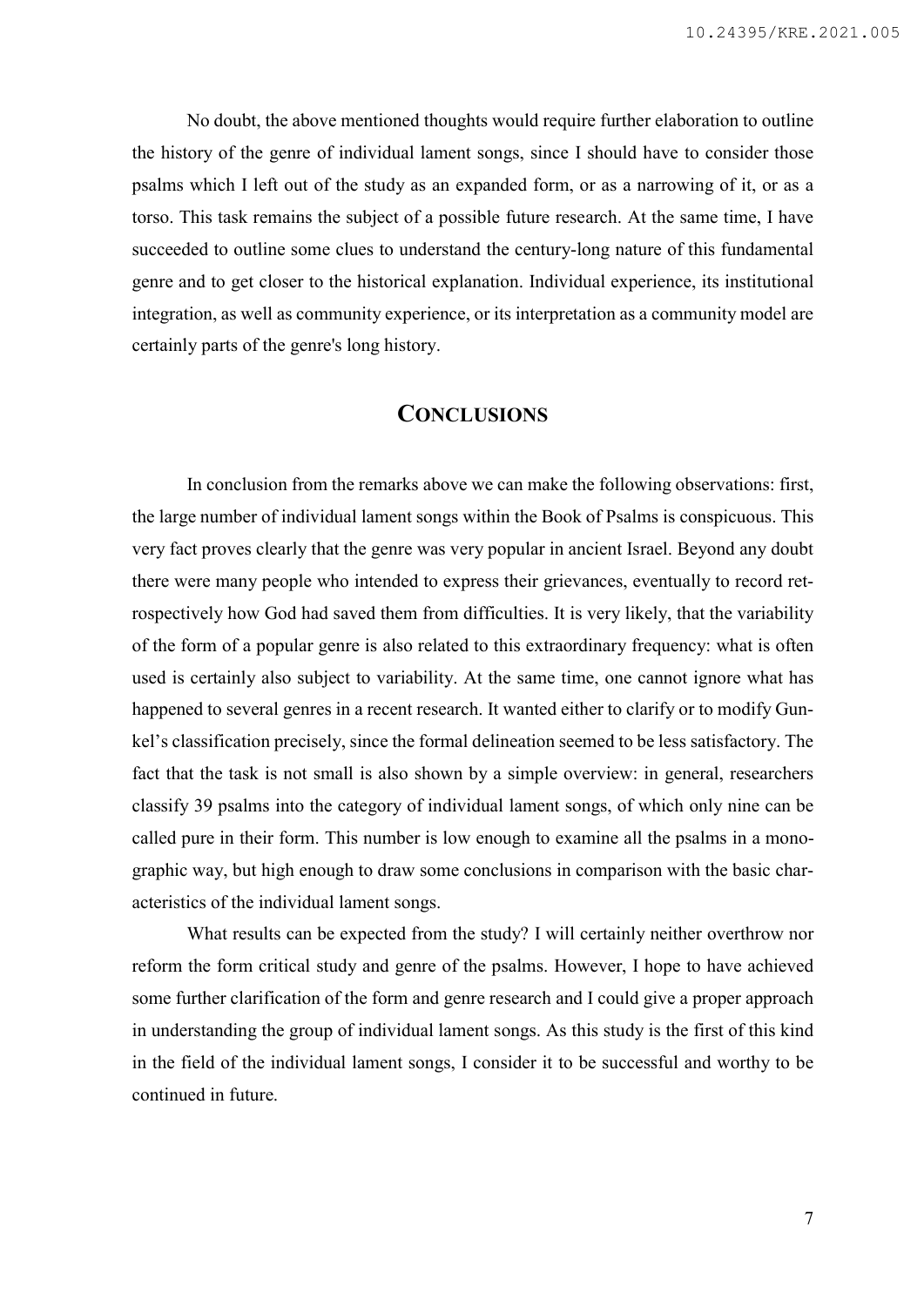No doubt, the above mentioned thoughts would require further elaboration to outline the history of the genre of individual lament songs, since I should have to consider those psalms which I left out of the study as an expanded form, or as a narrowing of it, or as a torso. This task remains the subject of a possible future research. At the same time, I have succeeded to outline some clues to understand the century-long nature of this fundamental genre and to get closer to the historical explanation. Individual experience, its institutional integration, as well as community experience, or its interpretation as a community model are certainly parts of the genre's long history.

## Conclusions

In conclusion from the remarks above we can make the following observations: first, the large number of individual lament songs within the Book of Psalms is conspicuous. This very fact proves clearly that the genre was very popular in ancient Israel. Beyond any doubt there were many people who intended to express their grievances, eventually to record retrospectively how God had saved them from difficulties. It is very likely, that the variability of the form of a popular genre is also related to this extraordinary frequency: what is often used is certainly also subject to variability. At the same time, one cannot ignore what has happened to several genres in a recent research. It wanted either to clarify or to modify Gunkel's classification precisely, since the formal delineation seemed to be less satisfactory. The fact that the task is not small is also shown by a simple overview: in general, researchers classify 39 psalms into the category of individual lament songs, of which only nine can be called pure in their form. This number is low enough to examine all the psalms in a monographic way, but high enough to draw some conclusions in comparison with the basic characteristics of the individual lament songs.

What results can be expected from the study? I will certainly neither overthrow nor reform the form critical study and genre of the psalms. However, I hope to have achieved some further clarification of the form and genre research and I could give a proper approach in understanding the group of individual lament songs. As this study is the first of this kind in the field of the individual lament songs, I consider it to be successful and worthy to be continued in future.